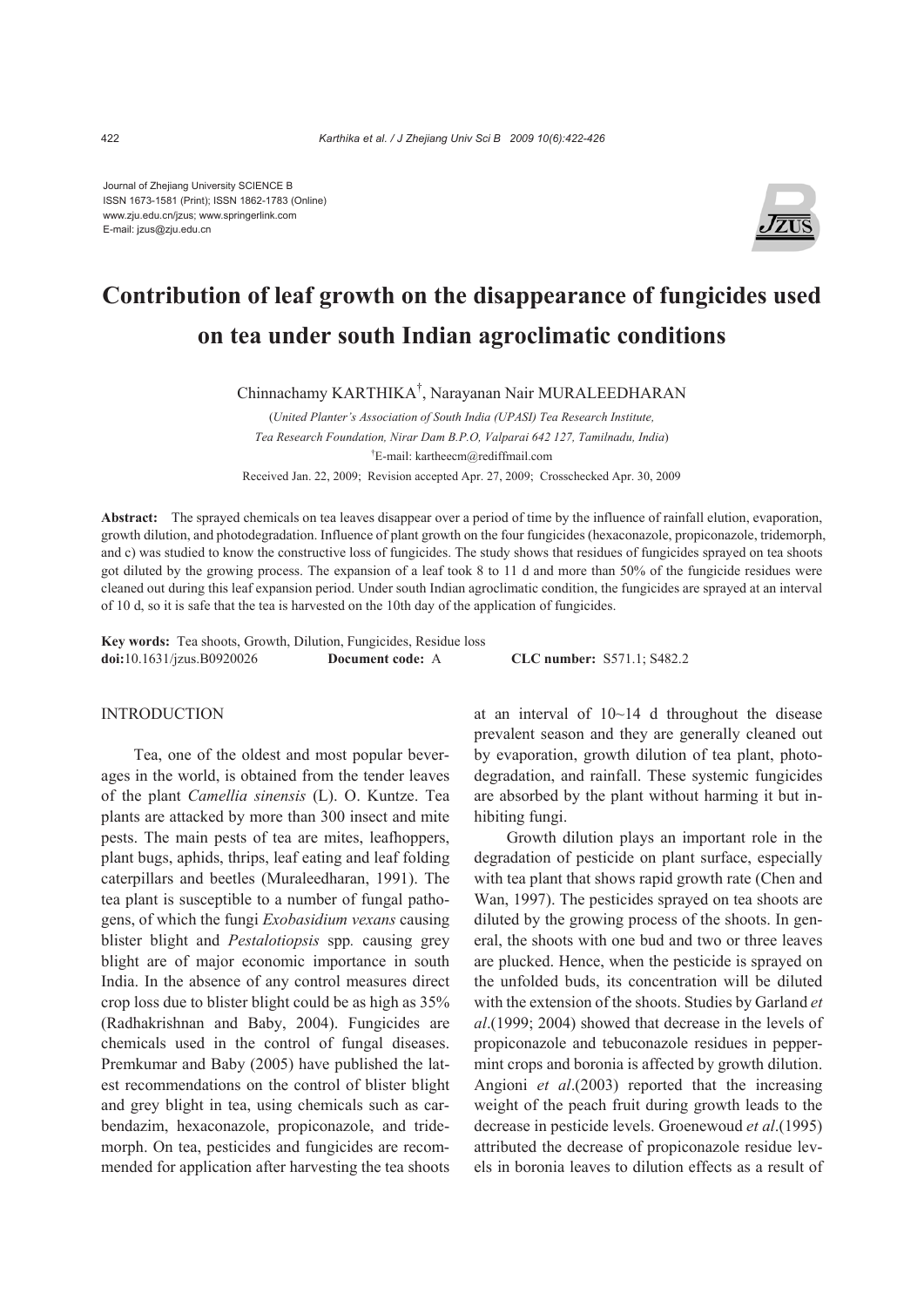Journal of Zhejiang University SCIENCE B
ISSN 1673-1581 (Print); ISSN 1862-1783 (Online)
www.zju.edu.cn/jzus; www.springerlink.com
E-mail: jzus@zju.edu.cn

# Contribution of leaf growth on the disappearance of fungicides used on tea under south Indian agroclimatic conditions

Chinnachamy KARTHIKA[†], Narayanan Nair MURALEEDHARAN

(*United Planter's Association of South India (UPASI) Tea Research Institute, Tea Research Foundation, Nirar Dam B.P.O, Valparai 642 127, Tamilnadu, India*)

[†]E-mail: kartheecm@rediffmail.com

Received Jan. 22, 2009; Revision accepted Apr. 27, 2009; Crosschecked Apr. 30, 2009

**Abstract:** The sprayed chemicals on tea leaves disappear over a period of time by the influence of rainfall elution, evaporation, growth dilution, and photodegradation. Influence of plant growth on the four fungicides (hexaconazole, propiconazole, tridemorph, and c) was studied to know the constructive loss of fungicides. The study shows that residues of fungicides sprayed on tea shoots got diluted by the growing process. The expansion of a leaf took 8 to 11 d and more than 50% of the fungicide residues were cleaned out during this leaf expansion period. Under south Indian agroclimatic condition, the fungicides are sprayed at an interval of 10 d, so it is safe that the tea is harvested on the 10th day of the application of fungicides.

**Key words:** Tea shoots, Growth, Dilution, Fungicides, Residue loss
**doi:**10.1631/jzus.B0920026 **Document code:** A **CLC number:** S571.1; S482.2

## INTRODUCTION

Tea, one of the oldest and most popular beverages in the world, is obtained from the tender leaves of the plant *Camellia sinensis* (L). O. Kuntze. Tea plants are attacked by more than 300 insect and mite pests. The main pests of tea are mites, leafhoppers, plant bugs, aphids, thrips, leaf eating and leaf folding caterpillars and beetles (Muraleedharan, 1991). The tea plant is susceptible to a number of fungal pathogens, of which the fungi *Exobasidium vexans* causing blister blight and *Pestalotiopsis* spp. causing grey blight are of major economic importance in south India. In the absence of any control measures direct crop loss due to blister blight could be as high as 35% (Radhakrishnan and Baby, 2004). Fungicides are chemicals used in the control of fungal diseases. Premkumar and Baby (2005) have published the latest recommendations on the control of blister blight and grey blight in tea, using chemicals such as carbendazim, hexaconazole, propiconazole, and tridemorph. On tea, pesticides and fungicides are recommended for application after harvesting the tea shoots at an interval of 10~14 d throughout the disease prevalent season and they are generally cleaned out by evaporation, growth dilution of tea plant, photodegradation, and rainfall. These systemic fungicides are absorbed by the plant without harming it but inhibiting fungi.

Growth dilution plays an important role in the degradation of pesticide on plant surface, especially with tea plant that shows rapid growth rate (Chen and Wan, 1997). The pesticides sprayed on tea shoots are diluted by the growing process of the shoots. In general, the shoots with one bud and two or three leaves are plucked. Hence, when the pesticide is sprayed on the unfolded buds, its concentration will be diluted with the extension of the shoots. Studies by Garland *et al*.(1999; 2004) showed that decrease in the levels of propiconazole and tebuconazole residues in peppermint crops and boronia is affected by growth dilution. Angioni *et al*.(2003) reported that the increasing weight of the peach fruit during growth leads to the decrease in pesticide levels. Groenewoud *et al*.(1995) attributed the decrease of propiconazole residue levels in boronia leaves to dilution effects as a result of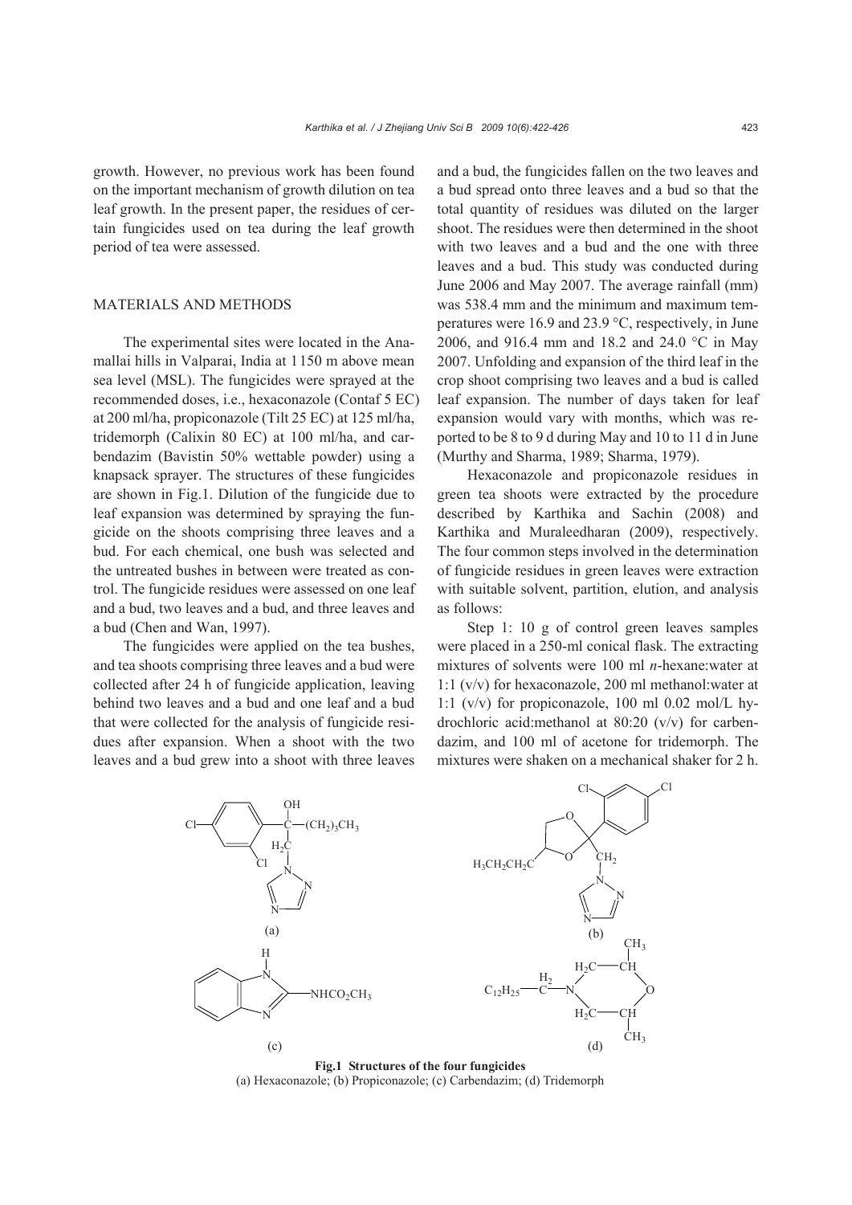growth. However, no previous work has been found on the important mechanism of growth dilution on tea leaf growth. In the present paper, the residues of certain fungicides used on tea during the leaf growth period of tea were assessed.

## MATERIALS AND METHODS

The experimental sites were located in the Anamallai hills in Valparai, India at 1150 m above mean sea level (MSL). The fungicides were sprayed at the recommended doses, i.e., hexaconazole (Contaf 5 EC) at 200 ml/ha, propiconazole (Tilt 25 EC) at 125 ml/ha, tridemorph (Calixin 80 EC) at 100 ml/ha, and carbendazim (Bavistin 50% wettable powder) using a knapsack sprayer. The structures of these fungicides are shown in Fig.1. Dilution of the fungicide due to leaf expansion was determined by spraying the fungicide on the shoots comprising three leaves and a bud. For each chemical, one bush was selected and the untreated bushes in between were treated as control. The fungicide residues were assessed on one leaf and a bud, two leaves and a bud, and three leaves and a bud (Chen and Wan, 1997).

The fungicides were applied on the tea bushes, and tea shoots comprising three leaves and a bud were collected after 24 h of fungicide application, leaving behind two leaves and a bud and one leaf and a bud that were collected for the analysis of fungicide residues after expansion. When a shoot with the two leaves and a bud grew into a shoot with three leaves and a bud, the fungicides fallen on the two leaves and a bud spread onto three leaves and a bud so that the total quantity of residues was diluted on the larger shoot. The residues were then determined in the shoot with two leaves and a bud and the one with three leaves and a bud. This study was conducted during June 2006 and May 2007. The average rainfall (mm) was 538.4 mm and the minimum and maximum temperatures were 16.9 and 23.9 °C, respectively, in June 2006, and 916.4 mm and 18.2 and 24.0 °C in May 2007. Unfolding and expansion of the third leaf in the crop shoot comprising two leaves and a bud is called leaf expansion. The number of days taken for leaf expansion would vary with months, which was reported to be 8 to 9 d during May and 10 to 11 d in June (Murthy and Sharma, 1989; Sharma, 1979).

Hexaconazole and propiconazole residues in green tea shoots were extracted by the procedure described by Karthika and Sachin (2008) and Karthika and Muraleedharan (2009), respectively. The four common steps involved in the determination of fungicide residues in green leaves were extraction with suitable solvent, partition, elution, and analysis as follows:

Step 1: 10 g of control green leaves samples were placed in a 250-ml conical flask. The extracting mixtures of solvents were 100 ml *n*-hexane:water at 1:1 (v/v) for hexaconazole, 200 ml methanol:water at 1:1 (v/v) for propiconazole, 100 ml 0.02 mol/L hydrochloric acid:methanol at 80:20 (v/v) for carbendazim, and 100 ml of acetone for tridemorph. The mixtures were shaken on a mechanical shaker for 2 h.

**Fig.1 Structures of the four fungicides**
(a) Hexaconazole; (b) Propiconazole; (c) Carbendazim; (d) Tridemorph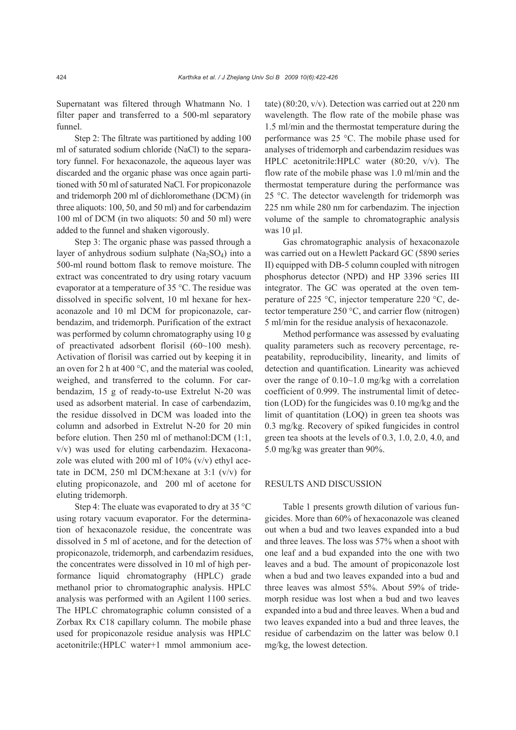Supernatant was filtered through Whatmann No. 1 filter paper and transferred to a 500-ml separatory funnel.

Step 2: The filtrate was partitioned by adding 100 ml of saturated sodium chloride (NaCl) to the separatory funnel. For hexaconazole, the aqueous layer was discarded and the organic phase was once again partitioned with 50 ml of saturated NaCl. For propiconazole and tridemorph 200 ml of dichloromethane (DCM) (in three aliquots: 100, 50, and 50 ml) and for carbendazim 100 ml of DCM (in two aliquots: 50 and 50 ml) were added to the funnel and shaken vigorously.

Step 3: The organic phase was passed through a layer of anhydrous sodium sulphate ($Na_2SO_4$) into a 500-ml round bottom flask to remove moisture. The extract was concentrated to dry using rotary vacuum evaporator at a temperature of 35 °C. The residue was dissolved in specific solvent, 10 ml hexane for hexaconazole and 10 ml DCM for propiconazole, carbendazim, and tridemorph. Purification of the extract was performed by column chromatography using 10 g of preactivated adsorbent florisil (60~100 mesh). Activation of florisil was carried out by keeping it in an oven for 2 h at 400 °C, and the material was cooled, weighed, and transferred to the column. For carbendazim, 15 g of ready-to-use Extrelut N-20 was used as adsorbent material. In case of carbendazim, the residue dissolved in DCM was loaded into the column and adsorbed in Extrelut N-20 for 20 min before elution. Then 250 ml of methanol:DCM (1:1, v/v) was used for eluting carbendazim. Hexaconazole was eluted with 200 ml of 10% (v/v) ethyl acetate in DCM, 250 ml DCM:hexane at 3:1 (v/v) for eluting propiconazole, and 200 ml of acetone for eluting tridemorph.

Step 4: The eluate was evaporated to dry at 35 °C using rotary vacuum evaporator. For the determination of hexaconazole residue, the concentrate was dissolved in 5 ml of acetone, and for the detection of propiconazole, tridemorph, and carbendazim residues, the concentrates were dissolved in 10 ml of high performance liquid chromatography (HPLC) grade methanol prior to chromatographic analysis. HPLC analysis was performed with an Agilent 1100 series. The HPLC chromatographic column consisted of a Zorbax Rx C18 capillary column. The mobile phase used for propiconazole residue analysis was HPLC acetonitrile:(HPLC water+1 mmol ammonium acetate) (80:20, v/v). Detection was carried out at 220 nm wavelength. The flow rate of the mobile phase was 1.5 ml/min and the thermostat temperature during the performance was 25 °C. The mobile phase used for analyses of tridemorph and carbendazim residues was HPLC acetonitrile:HPLC water (80:20, v/v). The flow rate of the mobile phase was 1.0 ml/min and the thermostat temperature during the performance was 25 °C. The detector wavelength for tridemorph was 225 nm while 280 nm for carbendazim. The injection volume of the sample to chromatographic analysis was 10 μl.

Gas chromatographic analysis of hexaconazole was carried out on a Hewlett Packard GC (5890 series II) equipped with DB-5 column coupled with nitrogen phosphorus detector (NPD) and HP 3396 series III integrator. The GC was operated at the oven temperature of 225 °C, injector temperature 220 °C, detector temperature 250 °C, and carrier flow (nitrogen) 5 ml/min for the residue analysis of hexaconazole.

Method performance was assessed by evaluating quality parameters such as recovery percentage, repeatability, reproducibility, linearity, and limits of detection and quantification. Linearity was achieved over the range of 0.10~1.0 mg/kg with a correlation coefficient of 0.999. The instrumental limit of detection (LOD) for the fungicides was 0.10 mg/kg and the limit of quantitation (LOQ) in green tea shoots was 0.3 mg/kg. Recovery of spiked fungicides in control green tea shoots at the levels of 0.3, 1.0, 2.0, 4.0, and 5.0 mg/kg was greater than 90%.

## RESULTS AND DISCUSSION

Table 1 presents growth dilution of various fungicides. More than 60% of hexaconazole was cleaned out when a bud and two leaves expanded into a bud and three leaves. The loss was 57% when a shoot with one leaf and a bud expanded into the one with two leaves and a bud. The amount of propiconazole lost when a bud and two leaves expanded into a bud and three leaves was almost 55%. About 59% of tridemorph residue was lost when a bud and two leaves expanded into a bud and three leaves. When a bud and two leaves expanded into a bud and three leaves, the residue of carbendazim on the latter was below 0.1 mg/kg, the lowest detection.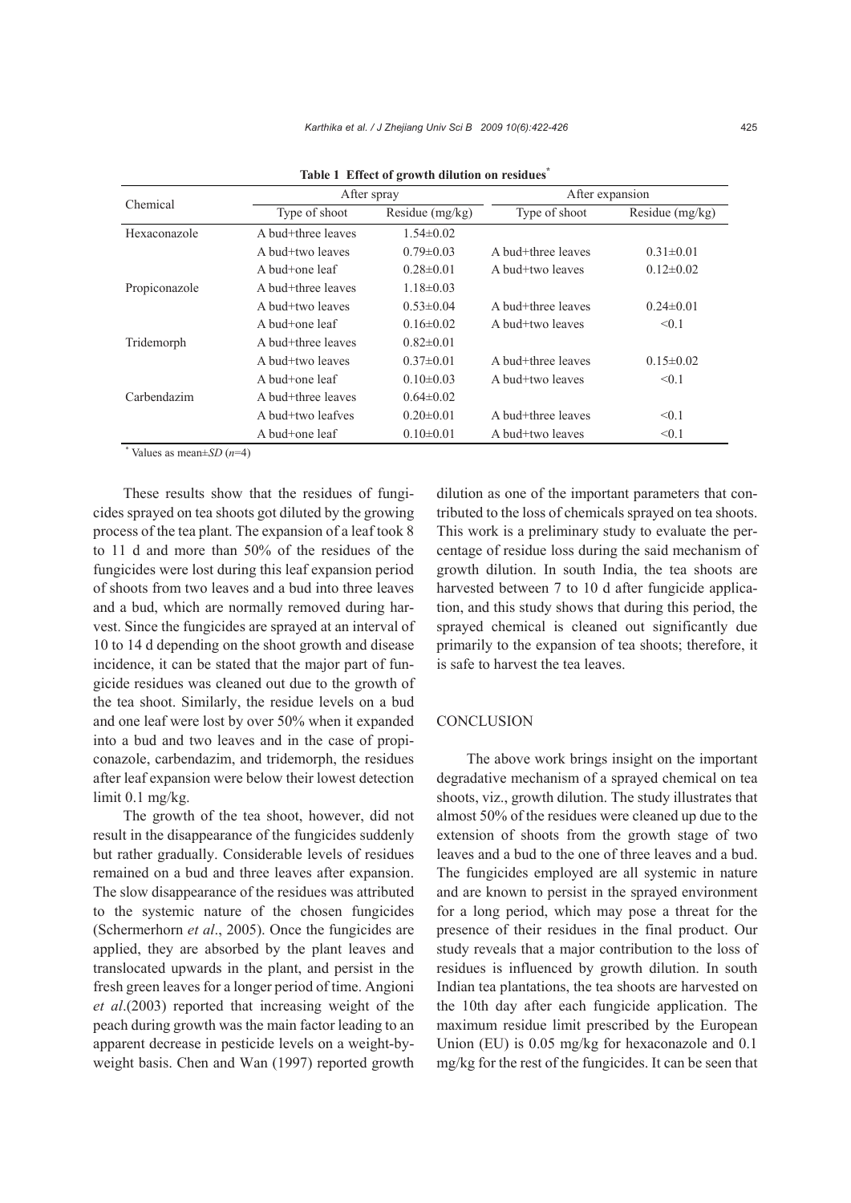**Table 1 Effect of growth dilution on residues***

| Chemical | After spray | | After expansion | |
|---|---|---|---|---|
| | Type of shoot | Residue (mg/kg) | Type of shoot | Residue (mg/kg) |
| Hexaconazole | A bud+three leaves | 1.54±0.02 | | |
| | A bud+two leaves | 0.79±0.03 | A bud+three leaves | 0.31±0.01 |
| | A bud+one leaf | 0.28±0.01 | A bud+two leaves | 0.12±0.02 |
| Propiconazole | A bud+three leaves | 1.18±0.03 | | |
| | A bud+two leaves | 0.53±0.04 | A bud+three leaves | 0.24±0.01 |
| | A bud+one leaf | 0.16±0.02 | A bud+two leaves | <0.1 |
| Tridemorph | A bud+three leaves | 0.82±0.01 | | |
| | A bud+two leaves | 0.37±0.01 | A bud+three leaves | 0.15±0.02 |
| | A bud+one leaf | 0.10±0.03 | A bud+two leaves | <0.1 |
| Carbendazim | A bud+three leaves | 0.64±0.02 | | |
| | A bud+two leafves | 0.20±0.01 | A bud+three leaves | <0.1 |
| | A bud+one leaf | 0.10±0.01 | A bud+two leaves | <0.1 |

* Values as mean±*SD* ($n$=4)

These results show that the residues of fungicides sprayed on tea shoots got diluted by the growing process of the tea plant. The expansion of a leaf took 8 to 11 d and more than 50% of the residues of the fungicides were lost during this leaf expansion period of shoots from two leaves and a bud into three leaves and a bud, which are normally removed during harvest. Since the fungicides are sprayed at an interval of 10 to 14 d depending on the shoot growth and disease incidence, it can be stated that the major part of fungicide residues was cleaned out due to the growth of the tea shoot. Similarly, the residue levels on a bud and one leaf were lost by over 50% when it expanded into a bud and two leaves and in the case of propiconazole, carbendazim, and tridemorph, the residues after leaf expansion were below their lowest detection limit 0.1 mg/kg.

The growth of the tea shoot, however, did not result in the disappearance of the fungicides suddenly but rather gradually. Considerable levels of residues remained on a bud and three leaves after expansion. The slow disappearance of the residues was attributed to the systemic nature of the chosen fungicides (Schermerhorn *et al*., 2005). Once the fungicides are applied, they are absorbed by the plant leaves and translocated upwards in the plant, and persist in the fresh green leaves for a longer period of time. Angioni *et al*.(2003) reported that increasing weight of the peach during growth was the main factor leading to an apparent decrease in pesticide levels on a weight-by-weight basis. Chen and Wan (1997) reported growth dilution as one of the important parameters that contributed to the loss of chemicals sprayed on tea shoots. This work is a preliminary study to evaluate the percentage of residue loss during the said mechanism of growth dilution. In south India, the tea shoots are harvested between 7 to 10 d after fungicide application, and this study shows that during this period, the sprayed chemical is cleaned out significantly due primarily to the expansion of tea shoots; therefore, it is safe to harvest the tea leaves.

## CONCLUSION

The above work brings insight on the important degradative mechanism of a sprayed chemical on tea shoots, viz., growth dilution. The study illustrates that almost 50% of the residues were cleaned up due to the extension of shoots from the growth stage of two leaves and a bud to the one of three leaves and a bud. The fungicides employed are all systemic in nature and are known to persist in the sprayed environment for a long period, which may pose a threat for the presence of their residues in the final product. Our study reveals that a major contribution to the loss of residues is influenced by growth dilution. In south Indian tea plantations, the tea shoots are harvested on the 10th day after each fungicide application. The maximum residue limit prescribed by the European Union (EU) is 0.05 mg/kg for hexaconazole and 0.1 mg/kg for the rest of the fungicides. It can be seen that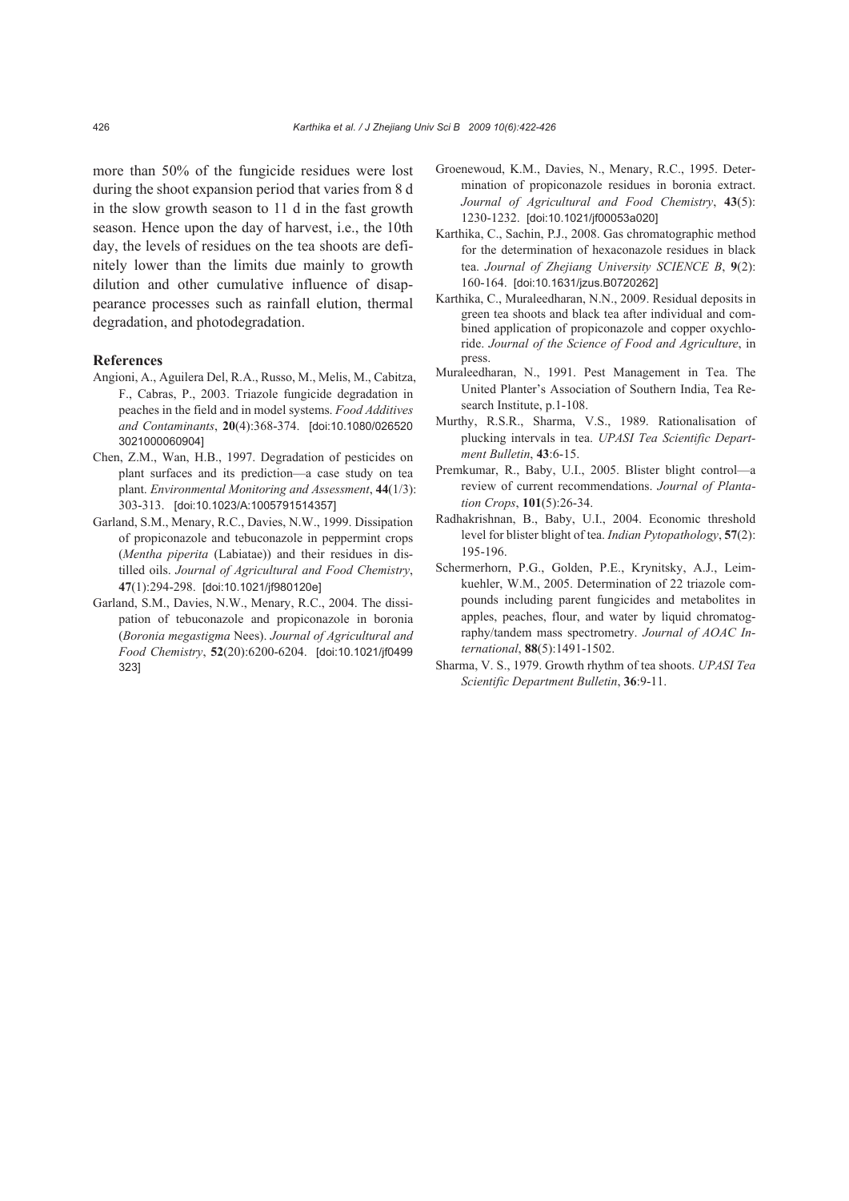more than 50% of the fungicide residues were lost during the shoot expansion period that varies from 8 d in the slow growth season to 11 d in the fast growth season. Hence upon the day of harvest, i.e., the 10th day, the levels of residues on the tea shoots are definitely lower than the limits due mainly to growth dilution and other cumulative influence of disappearance processes such as rainfall elution, thermal degradation, and photodegradation.

## References

Angioni, A., Aguilera Del, R.A., Russo, M., Melis, M., Cabitza, F., Cabras, P., 2003. Triazole fungicide degradation in peaches in the field and in model systems. *Food Additives and Contaminants*, **20**(4):368-374. [doi:10.1080/0265203021000060904]

Chen, Z.M., Wan, H.B., 1997. Degradation of pesticides on plant surfaces and its prediction—a case study on tea plant. *Environmental Monitoring and Assessment*, **44**(1/3): 303-313. [doi:10.1023/A:1005791514357]

Garland, S.M., Menary, R.C., Davies, N.W., 1999. Dissipation of propiconazole and tebuconazole in peppermint crops (*Mentha piperita* (Labiatae)) and their residues in distilled oils. *Journal of Agricultural and Food Chemistry*, **47**(1):294-298. [doi:10.1021/jf980120e]

Garland, S.M., Davies, N.W., Menary, R.C., 2004. The dissipation of tebuconazole and propiconazole in boronia (*Boronia megastigma* Nees). *Journal of Agricultural and Food Chemistry*, **52**(20):6200-6204. [doi:10.1021/jf0499323]

Groenewoud, K.M., Davies, N., Menary, R.C., 1995. Determination of propiconazole residues in boronia extract. *Journal of Agricultural and Food Chemistry*, **43**(5): 1230-1232. [doi:10.1021/jf00053a020]

Karthika, C., Sachin, P.J., 2008. Gas chromatographic method for the determination of hexaconazole residues in black tea. *Journal of Zhejiang University SCIENCE B*, **9**(2): 160-164. [doi:10.1631/jzus.B0720262]

Karthika, C., Muraleedharan, N.N., 2009. Residual deposits in green tea shoots and black tea after individual and combined application of propiconazole and copper oxychloride. *Journal of the Science of Food and Agriculture*, in press.

Muraleedharan, N., 1991. Pest Management in Tea. The United Planter's Association of Southern India, Tea Research Institute, p.1-108.

Murthy, R.S.R., Sharma, V.S., 1989. Rationalisation of plucking intervals in tea. *UPASI Tea Scientific Department Bulletin*, **43**:6-15.

Premkumar, R., Baby, U.I., 2005. Blister blight control—a review of current recommendations. *Journal of Plantation Crops*, **101**(5):26-34.

Radhakrishnan, B., Baby, U.I., 2004. Economic threshold level for blister blight of tea. *Indian Pytopathology*, **57**(2): 195-196.

Schermerhorn, P.G., Golden, P.E., Krynitsky, A.J., Leimkuehler, W.M., 2005. Determination of 22 triazole compounds including parent fungicides and metabolites in apples, peaches, flour, and water by liquid chromatography/tandem mass spectrometry. *Journal of AOAC International*, **88**(5):1491-1502.

Sharma, V. S., 1979. Growth rhythm of tea shoots. *UPASI Tea Scientific Department Bulletin*, **36**:9-11.